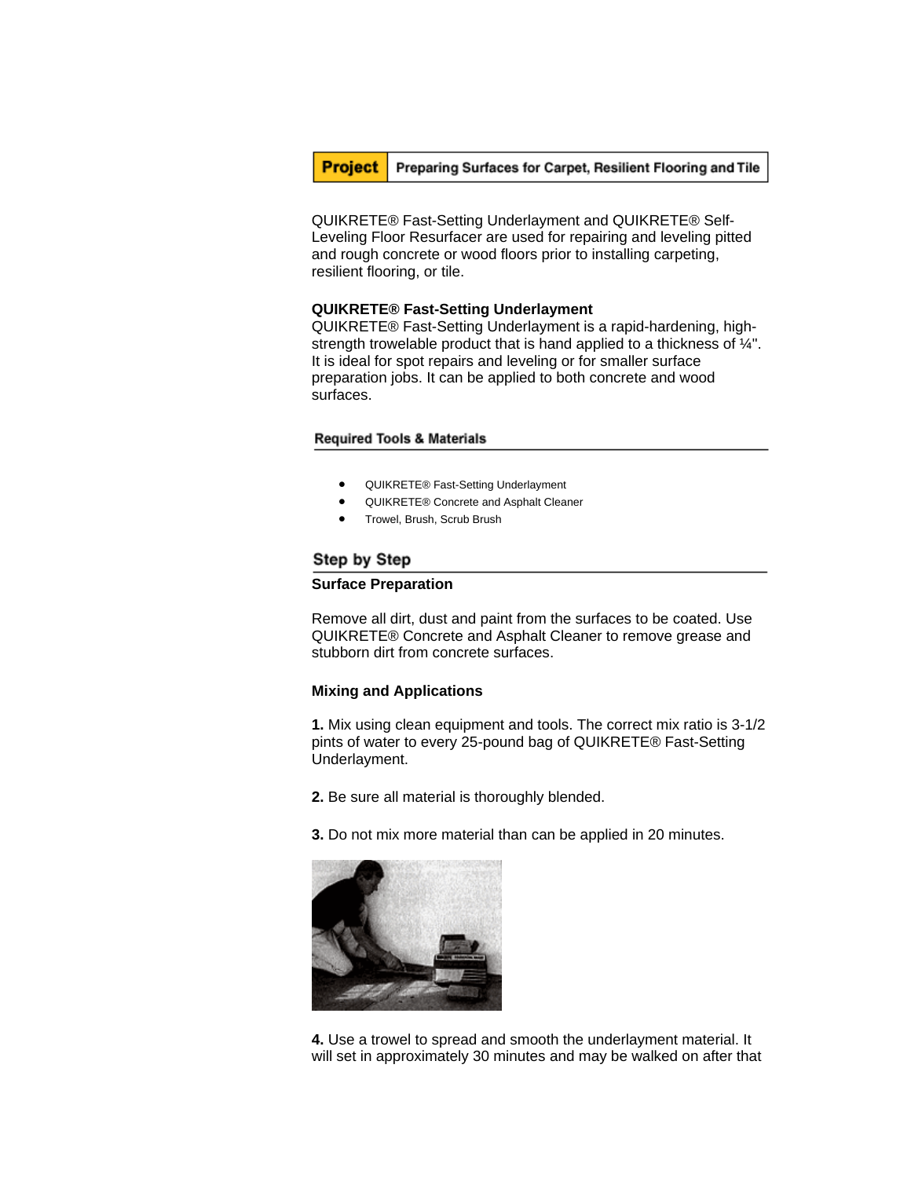**Project** | Preparing Surfaces for Carpet, Resilient Flooring and Tile

QUIKRETE® Fast-Setting Underlayment and QUIKRETE® Self-Leveling Floor Resurfacer are used for repairing and leveling pitted and rough concrete or wood floors prior to installing carpeting, resilient flooring, or tile.

**QUIKRETE® Fast-Setting Underlayment**
QUIKRETE® Fast-Setting Underlayment is a rapid-hardening, high-strength trowelable product that is hand applied to a thickness of ¼". It is ideal for spot repairs and leveling or for smaller surface preparation jobs. It can be applied to both concrete and wood surfaces.

## Required Tools & Materials

- QUIKRETE® Fast-Setting Underlayment
- QUIKRETE® Concrete and Asphalt Cleaner
- Trowel, Brush, Scrub Brush

## Step by Step

### Surface Preparation

Remove all dirt, dust and paint from the surfaces to be coated. Use QUIKRETE® Concrete and Asphalt Cleaner to remove grease and stubborn dirt from concrete surfaces.

### Mixing and Applications

**1.** Mix using clean equipment and tools. The correct mix ratio is 3-1/2 pints of water to every 25-pound bag of QUIKRETE® Fast-Setting Underlayment.

**2.** Be sure all material is thoroughly blended.

**3.** Do not mix more material than can be applied in 20 minutes.

**4.** Use a trowel to spread and smooth the underlayment material. It will set in approximately 30 minutes and may be walked on after that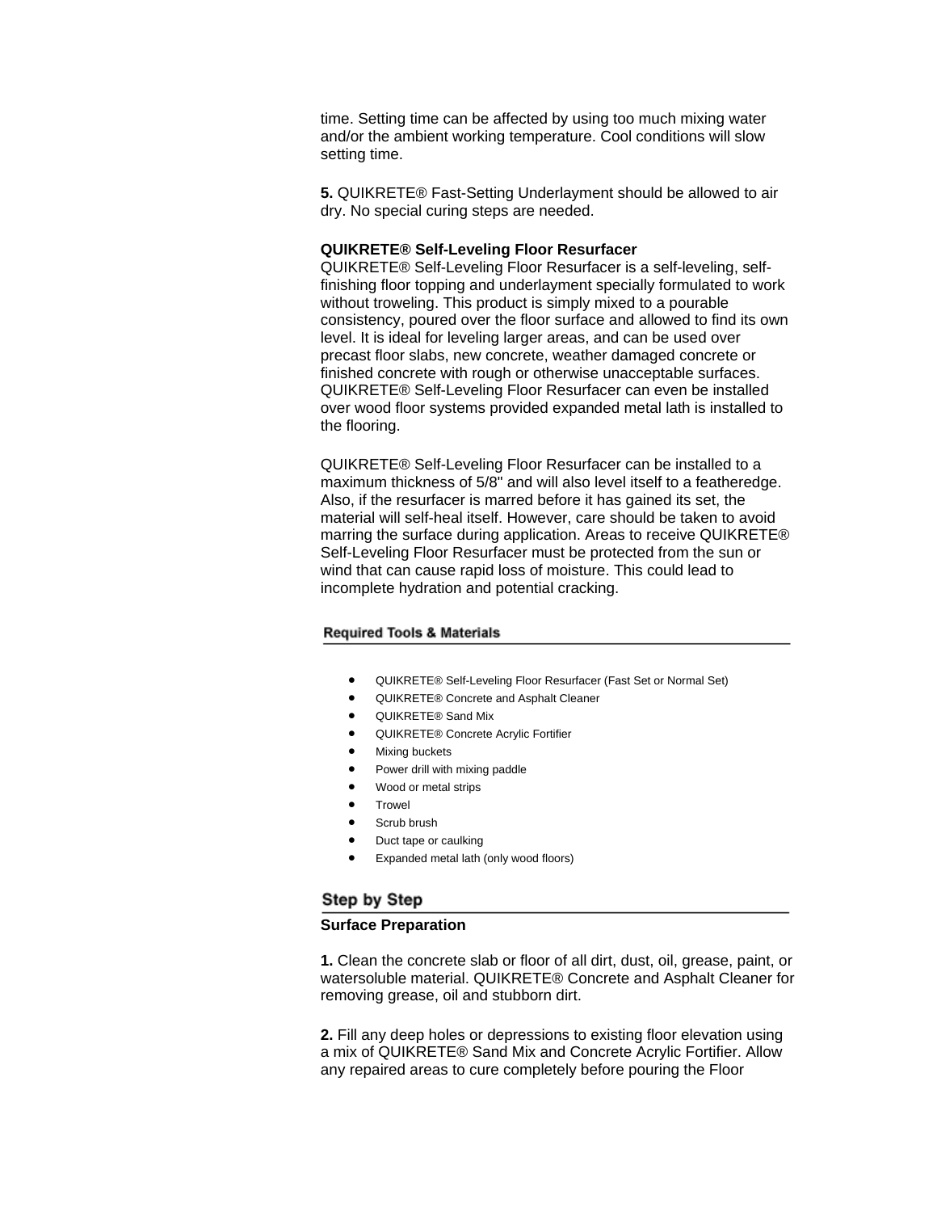time. Setting time can be affected by using too much mixing water and/or the ambient working temperature. Cool conditions will slow setting time.

**5.** QUIKRETE® Fast-Setting Underlayment should be allowed to air dry. No special curing steps are needed.

**QUIKRETE® Self-Leveling Floor Resurfacer**
QUIKRETE® Self-Leveling Floor Resurfacer is a self-leveling, self-finishing floor topping and underlayment specially formulated to work without troweling. This product is simply mixed to a pourable consistency, poured over the floor surface and allowed to find its own level. It is ideal for leveling larger areas, and can be used over precast floor slabs, new concrete, weather damaged concrete or finished concrete with rough or otherwise unacceptable surfaces. QUIKRETE® Self-Leveling Floor Resurfacer can even be installed over wood floor systems provided expanded metal lath is installed to the flooring.

QUIKRETE® Self-Leveling Floor Resurfacer can be installed to a maximum thickness of 5/8" and will also level itself to a featheredge. Also, if the resurfacer is marred before it has gained its set, the material will self-heal itself. However, care should be taken to avoid marring the surface during application. Areas to receive QUIKRETE® Self-Leveling Floor Resurfacer must be protected from the sun or wind that can cause rapid loss of moisture. This could lead to incomplete hydration and potential cracking.

## Required Tools & Materials

- QUIKRETE® Self-Leveling Floor Resurfacer (Fast Set or Normal Set)
- QUIKRETE® Concrete and Asphalt Cleaner
- QUIKRETE® Sand Mix
- QUIKRETE® Concrete Acrylic Fortifier
- Mixing buckets
- Power drill with mixing paddle
- Wood or metal strips
- Trowel
- Scrub brush
- Duct tape or caulking
- Expanded metal lath (only wood floors)

## Step by Step

**Surface Preparation**

**1.** Clean the concrete slab or floor of all dirt, dust, oil, grease, paint, or watersoluble material. QUIKRETE® Concrete and Asphalt Cleaner for removing grease, oil and stubborn dirt.

**2.** Fill any deep holes or depressions to existing floor elevation using a mix of QUIKRETE® Sand Mix and Concrete Acrylic Fortifier. Allow any repaired areas to cure completely before pouring the Floor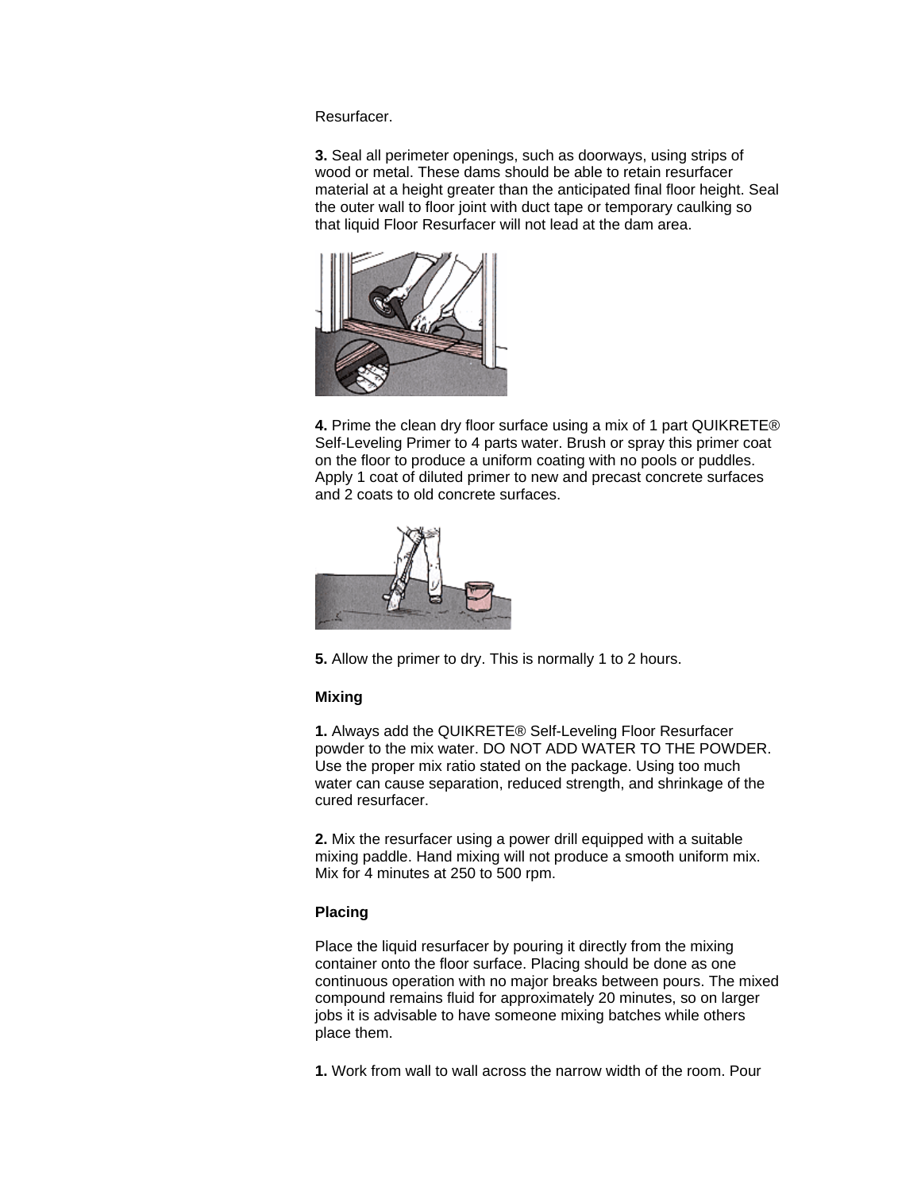Resurfacer.

**3.** Seal all perimeter openings, such as doorways, using strips of wood or metal. These dams should be able to retain resurfacer material at a height greater than the anticipated final floor height. Seal the outer wall to floor joint with duct tape or temporary caulking so that liquid Floor Resurfacer will not lead at the dam area.

**4.** Prime the clean dry floor surface using a mix of 1 part QUIKRETE® Self-Leveling Primer to 4 parts water. Brush or spray this primer coat on the floor to produce a uniform coating with no pools or puddles. Apply 1 coat of diluted primer to new and precast concrete surfaces and 2 coats to old concrete surfaces.

**5.** Allow the primer to dry. This is normally 1 to 2 hours.

**Mixing**

**1.** Always add the QUIKRETE® Self-Leveling Floor Resurfacer powder to the mix water. DO NOT ADD WATER TO THE POWDER. Use the proper mix ratio stated on the package. Using too much water can cause separation, reduced strength, and shrinkage of the cured resurfacer.

**2.** Mix the resurfacer using a power drill equipped with a suitable mixing paddle. Hand mixing will not produce a smooth uniform mix. Mix for 4 minutes at 250 to 500 rpm.

**Placing**

Place the liquid resurfacer by pouring it directly from the mixing container onto the floor surface. Placing should be done as one continuous operation with no major breaks between pours. The mixed compound remains fluid for approximately 20 minutes, so on larger jobs it is advisable to have someone mixing batches while others place them.

**1.** Work from wall to wall across the narrow width of the room. Pour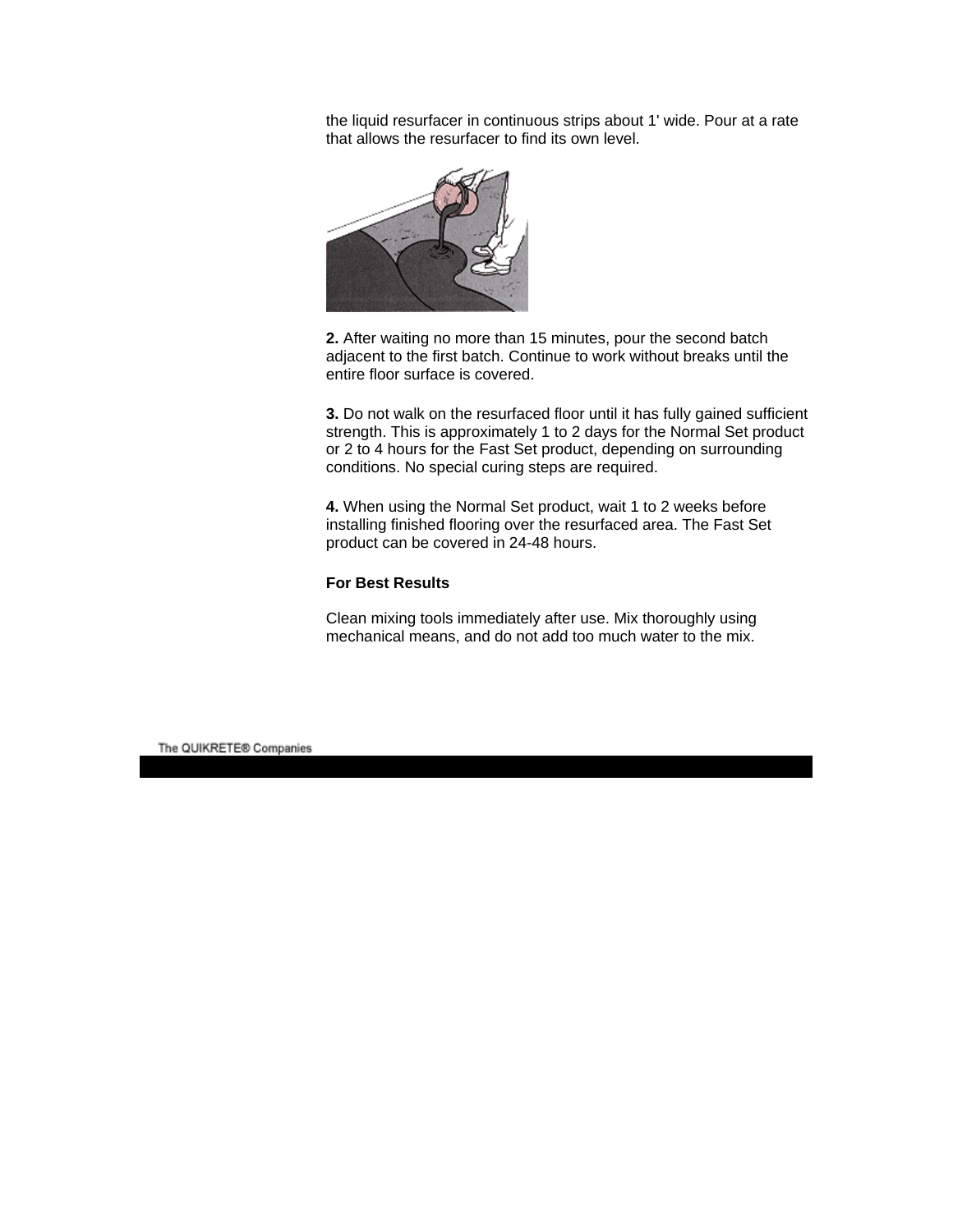the liquid resurfacer in continuous strips about 1' wide. Pour at a rate that allows the resurfacer to find its own level.

**2.** After waiting no more than 15 minutes, pour the second batch adjacent to the first batch. Continue to work without breaks until the entire floor surface is covered.

**3.** Do not walk on the resurfaced floor until it has fully gained sufficient strength. This is approximately 1 to 2 days for the Normal Set product or 2 to 4 hours for the Fast Set product, depending on surrounding conditions. No special curing steps are required.

**4.** When using the Normal Set product, wait 1 to 2 weeks before installing finished flooring over the resurfaced area. The Fast Set product can be covered in 24-48 hours.

**For Best Results**

Clean mixing tools immediately after use. Mix thoroughly using mechanical means, and do not add too much water to the mix.